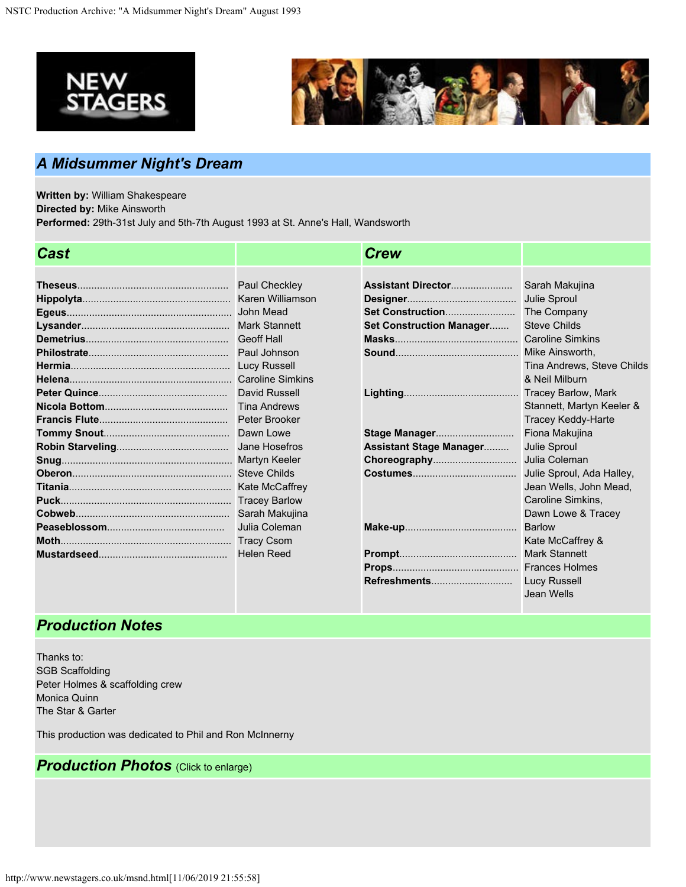## A Midsummer Night's Dream

**Written by:** William Shakespeare
**Directed by:** Mike Ainsworth
**Performed:** 29th-31st July and 5th-7th August 1993 at St. Anne's Hall, Wandsworth

### Cast

| Role | Actor |
|---|---|
| **Theseus** | Paul Checkley |
| **Hippolyta** | Karen Williamson |
| **Egeus** | John Mead |
| **Lysander** | Mark Stannett |
| **Demetrius** | Geoff Hall |
| **Philostrate** | Paul Johnson |
| **Hermia** | Lucy Russell |
| **Helena** | Caroline Simkins |
| **Peter Quince** | David Russell |
| **Nicola Bottom** | Tina Andrews |
| **Francis Flute** | Peter Brooker |
| **Tommy Snout** | Dawn Lowe |
| **Robin Starveling** | Jane Hosefros |
| **Snug** | Martyn Keeler |
| **Oberon** | Steve Childs |
| **Titania** | Kate McCaffrey |
| **Puck** | Tracey Barlow |
| **Cobweb** | Sarah Makujina |
| **Peaseblossom** | Julia Coleman |
| **Moth** | Tracy Csom |
| **Mustardseed** | Helen Reed |

### Crew

| Role | Name |
|---|---|
| **Assistant Director** | Sarah Makujina |
| **Designer** | Julie Sproul |
| **Set Construction** | The Company |
| **Set Construction Manager** | Steve Childs |
| **Masks** | Caroline Simkins |
| **Sound** | Mike Ainsworth, Tina Andrews, Steve Childs & Neil Milburn |
| **Lighting** | Tracey Barlow, Mark Stannett, Martyn Keeler & Tracey Keddy-Harte |
| **Stage Manager** | Fiona Makujina |
| **Assistant Stage Manager** | Julie Sproul |
| **Choreography** | Julia Coleman |
| **Costumes** | Julie Sproul, Ada Halley, Jean Wells, John Mead, Caroline Simkins, Dawn Lowe & Tracey Barlow |
| **Make-up** | Kate McCaffrey & Mark Stannett |
| **Prompt** | Frances Holmes |
| **Props** | Lucy Russell |
| **Refreshments** | Jean Wells |

### Production Notes

Thanks to:
SGB Scaffolding
Peter Holmes & scaffolding crew
Monica Quinn
The Star & Garter

This production was dedicated to Phil and Ron McInnerny

### Production Photos (Click to enlarge)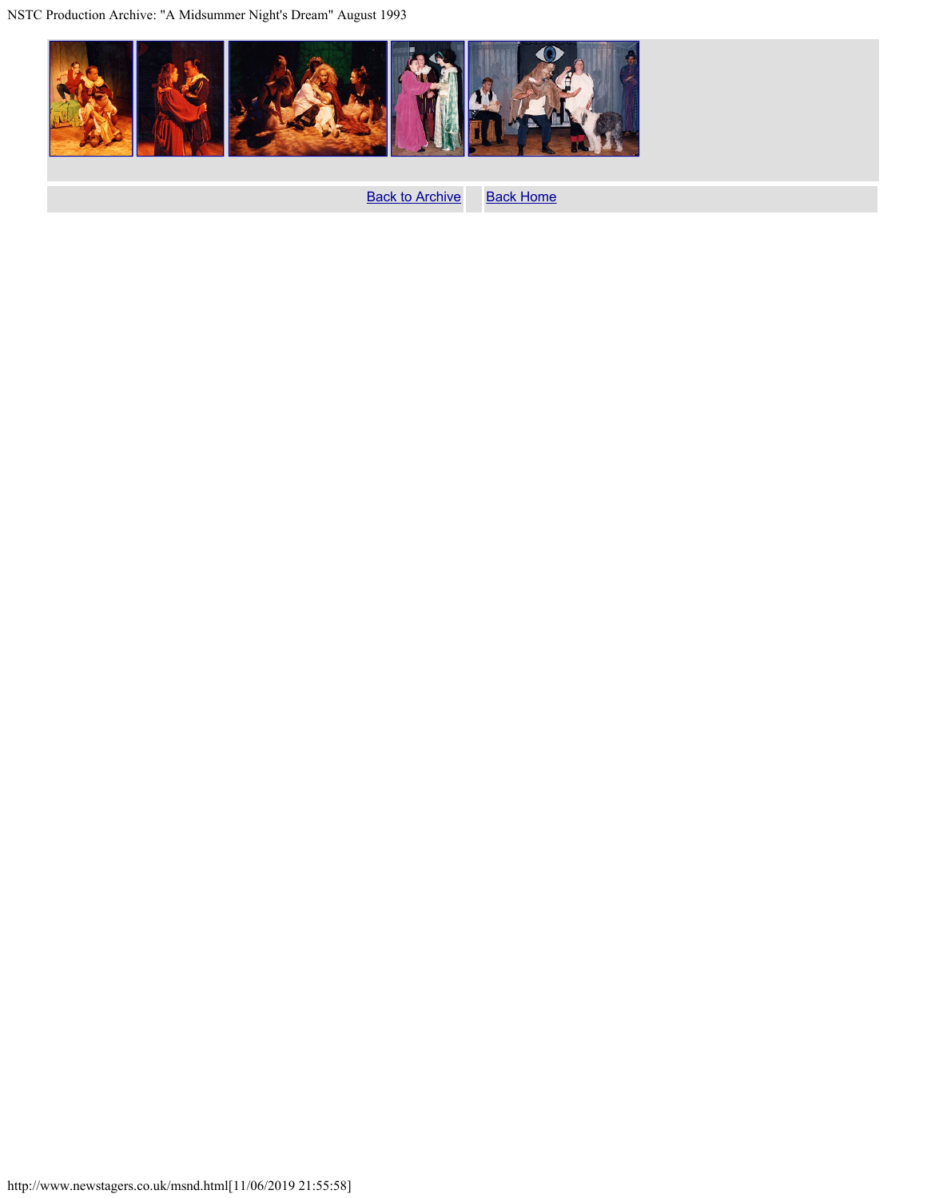NSTC Production Archive: "A Midsummer Night's Dream" August 1993

Back to Archive | Back Home